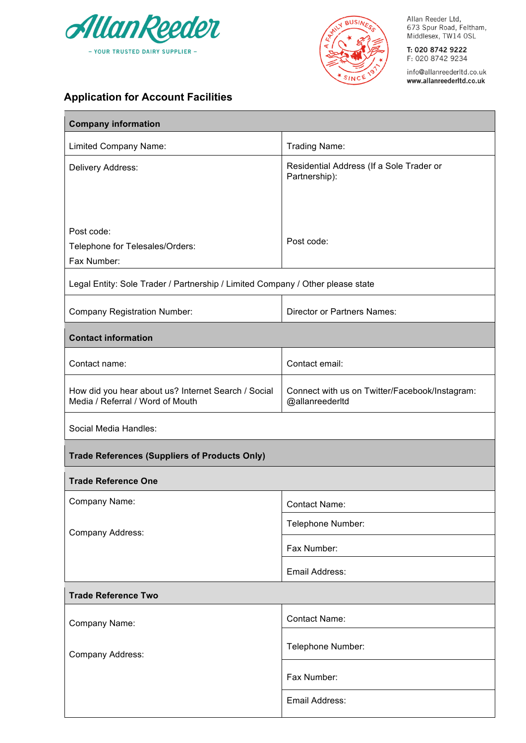**AllanReeder**

– YOUR TRUSTED DAIRY SUPPLIER –

A FAMILY BUSINESS ★ SINCE 1971

Allan Reeder Ltd,
673 Spur Road, Feltham,
Middlesex, TW14 0SL

**T: 020 8742 9222**
F: 020 8742 9234

info@allanreederltd.co.uk
**www.allanreederltd.co.uk**

## Application for Account Facilities

| **Company information** | |
|---|---|
| Limited Company Name: | Trading Name: |
| Delivery Address:<br><br><br>Post code:<br>Telephone for Telesales/Orders:<br>Fax Number: | Residential Address (If a Sole Trader or Partnership):<br><br><br>Post code: |
| Legal Entity: Sole Trader / Partnership / Limited Company / Other please state | |
| Company Registration Number: | Director or Partners Names: |
| **Contact information** | |
| Contact name: | Contact email: |
| How did you hear about us? Internet Search / Social Media / Referral / Word of Mouth | Connect with us on Twitter/Facebook/Instagram: @allanreederltd |
| Social Media Handles: | |
| **Trade References (Suppliers of Products Only)** | |
| **Trade Reference One** | |
| Company Name: | Contact Name: |
| Company Address: | Telephone Number: |
| | Fax Number: |
| | Email Address: |
| **Trade Reference Two** | |
| Company Name: | Contact Name: |
| Company Address: | Telephone Number: |
| | Fax Number: |
| | Email Address: |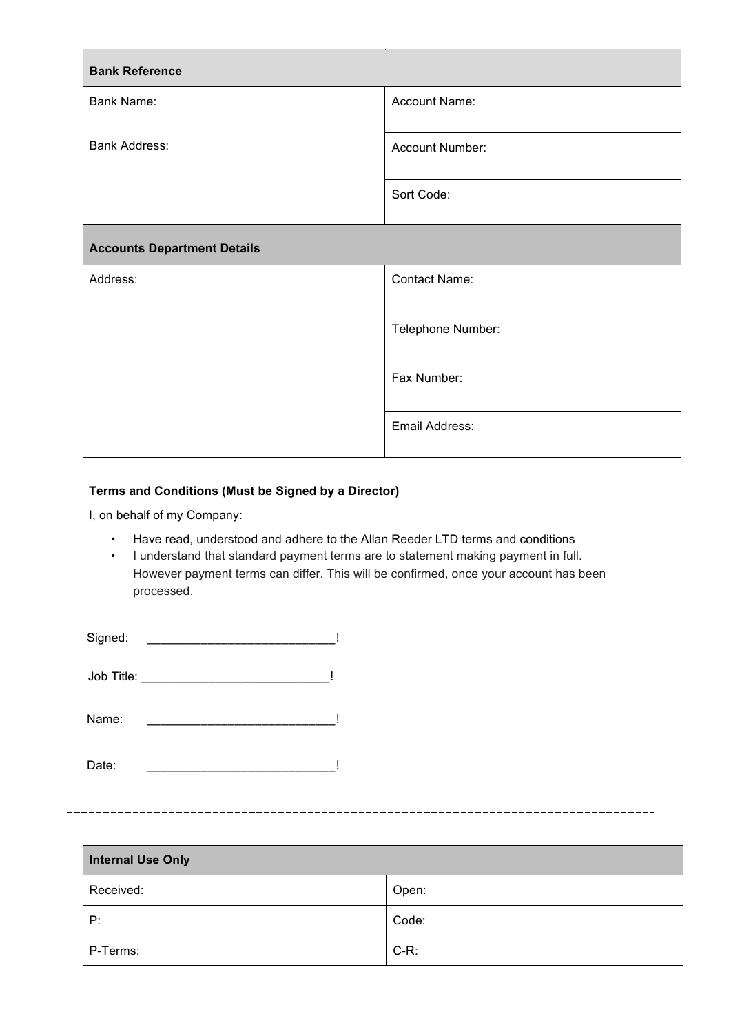| Bank Reference | |
|---|---|
| Bank Name: | Account Name: |
| Bank Address: | Account Number: |
| | Sort Code: |

| Accounts Department Details | |
|---|---|
| Address: | Contact Name: |
| | Telephone Number: |
| | Fax Number: |
| | Email Address: |

**Terms and Conditions (Must be Signed by a Director)**

I, on behalf of my Company:

- Have read, understood and adhere to the Allan Reeder LTD terms and conditions
- I understand that standard payment terms are to statement making payment in full. However payment terms can differ. This will be confirmed, once your account has been processed.

Signed: ___________________________!

Job Title: ___________________________!

Name: ___________________________!

Date: ___________________________!

---

| Internal Use Only | |
|---|---|
| Received: | Open: |
| P: | Code: |
| P-Terms: | C-R: |